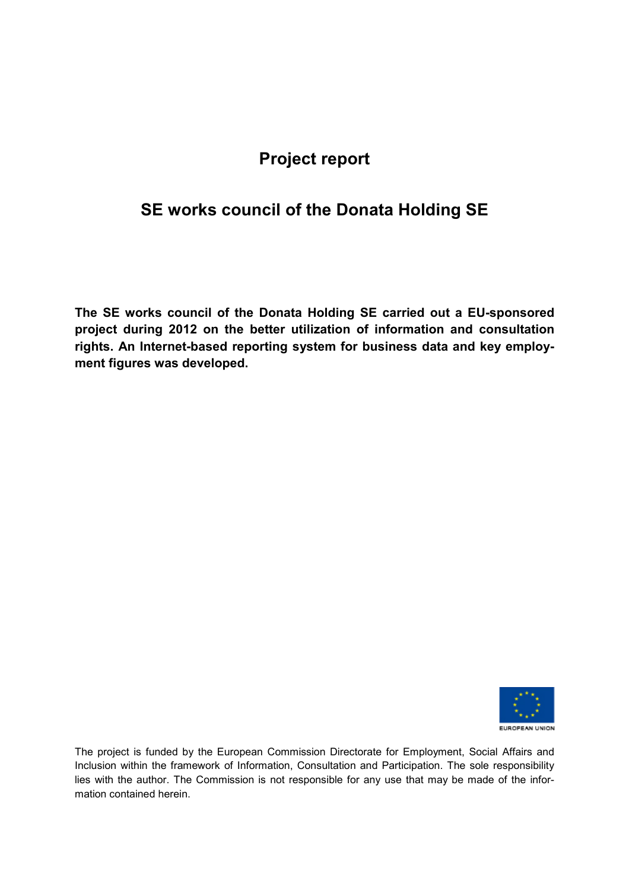# Project report

## SE works council of the Donata Holding SE

**The SE works council of the Donata Holding SE carried out a EU-sponsored project during 2012 on the better utilization of information and consultation rights. An Internet-based reporting system for business data and key employment figures was developed.**

EUROPEAN UNION

The project is funded by the European Commission Directorate for Employment, Social Affairs and Inclusion within the framework of Information, Consultation and Participation. The sole responsibility lies with the author. The Commission is not responsible for any use that may be made of the information contained herein.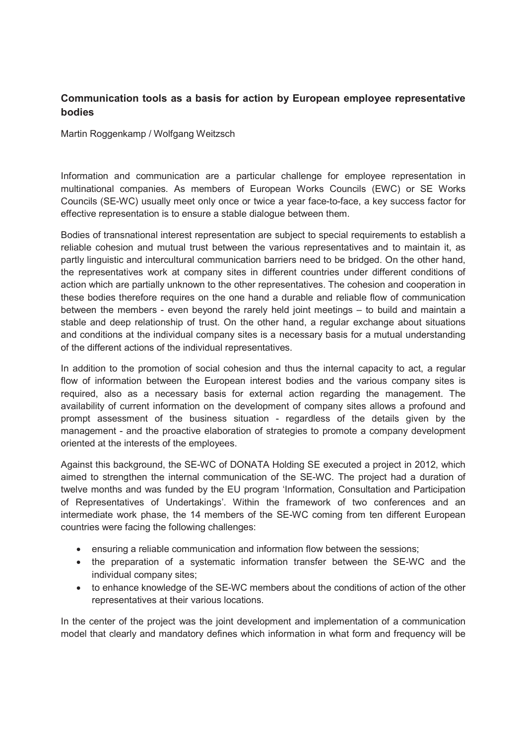# Communication tools as a basis for action by European employee representative bodies

Martin Roggenkamp / Wolfgang Weitzsch

Information and communication are a particular challenge for employee representation in multinational companies. As members of European Works Councils (EWC) or SE Works Councils (SE-WC) usually meet only once or twice a year face-to-face, a key success factor for effective representation is to ensure a stable dialogue between them.

Bodies of transnational interest representation are subject to special requirements to establish a reliable cohesion and mutual trust between the various representatives and to maintain it, as partly linguistic and intercultural communication barriers need to be bridged. On the other hand, the representatives work at company sites in different countries under different conditions of action which are partially unknown to the other representatives. The cohesion and cooperation in these bodies therefore requires on the one hand a durable and reliable flow of communication between the members - even beyond the rarely held joint meetings – to build and maintain a stable and deep relationship of trust. On the other hand, a regular exchange about situations and conditions at the individual company sites is a necessary basis for a mutual understanding of the different actions of the individual representatives.

In addition to the promotion of social cohesion and thus the internal capacity to act, a regular flow of information between the European interest bodies and the various company sites is required, also as a necessary basis for external action regarding the management. The availability of current information on the development of company sites allows a profound and prompt assessment of the business situation - regardless of the details given by the management - and the proactive elaboration of strategies to promote a company development oriented at the interests of the employees.

Against this background, the SE-WC of DONATA Holding SE executed a project in 2012, which aimed to strengthen the internal communication of the SE-WC. The project had a duration of twelve months and was funded by the EU program 'Information, Consultation and Participation of Representatives of Undertakings'. Within the framework of two conferences and an intermediate work phase, the 14 members of the SE-WC coming from ten different European countries were facing the following challenges:

- ensuring a reliable communication and information flow between the sessions;
- the preparation of a systematic information transfer between the SE-WC and the individual company sites;
- to enhance knowledge of the SE-WC members about the conditions of action of the other representatives at their various locations.

In the center of the project was the joint development and implementation of a communication model that clearly and mandatory defines which information in what form and frequency will be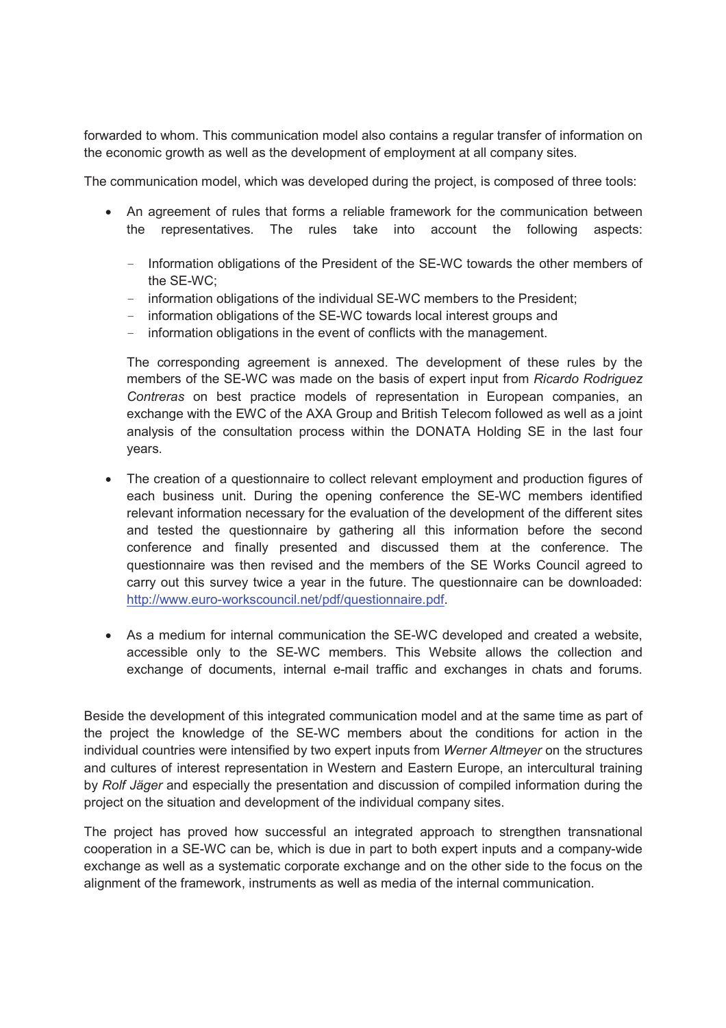forwarded to whom. This communication model also contains a regular transfer of information on the economic growth as well as the development of employment at all company sites.

The communication model, which was developed during the project, is composed of three tools:

- An agreement of rules that forms a reliable framework for the communication between the representatives. The rules take into account the following aspects:
  - Information obligations of the President of the SE-WC towards the other members of the SE-WC;
  - information obligations of the individual SE-WC members to the President;
  - information obligations of the SE-WC towards local interest groups and
  - information obligations in the event of conflicts with the management.

  The corresponding agreement is annexed. The development of these rules by the members of the SE-WC was made on the basis of expert input from *Ricardo Rodriguez Contreras* on best practice models of representation in European companies, an exchange with the EWC of the AXA Group and British Telecom followed as well as a joint analysis of the consultation process within the DONATA Holding SE in the last four years.

- The creation of a questionnaire to collect relevant employment and production figures of each business unit. During the opening conference the SE-WC members identified relevant information necessary for the evaluation of the development of the different sites and tested the questionnaire by gathering all this information before the second conference and finally presented and discussed them at the conference. The questionnaire was then revised and the members of the SE Works Council agreed to carry out this survey twice a year in the future. The questionnaire can be downloaded: [http://www.euro-workscouncil.net/pdf/questionnaire.pdf](http://www.euro-workscouncil.net/pdf/questionnaire.pdf).

- As a medium for internal communication the SE-WC developed and created a website, accessible only to the SE-WC members. This Website allows the collection and exchange of documents, internal e-mail traffic and exchanges in chats and forums.

Beside the development of this integrated communication model and at the same time as part of the project the knowledge of the SE-WC members about the conditions for action in the individual countries were intensified by two expert inputs from *Werner Altmeyer* on the structures and cultures of interest representation in Western and Eastern Europe, an intercultural training by *Rolf Jäger* and especially the presentation and discussion of compiled information during the project on the situation and development of the individual company sites.

The project has proved how successful an integrated approach to strengthen transnational cooperation in a SE-WC can be, which is due in part to both expert inputs and a company-wide exchange as well as a systematic corporate exchange and on the other side to the focus on the alignment of the framework, instruments as well as media of the internal communication.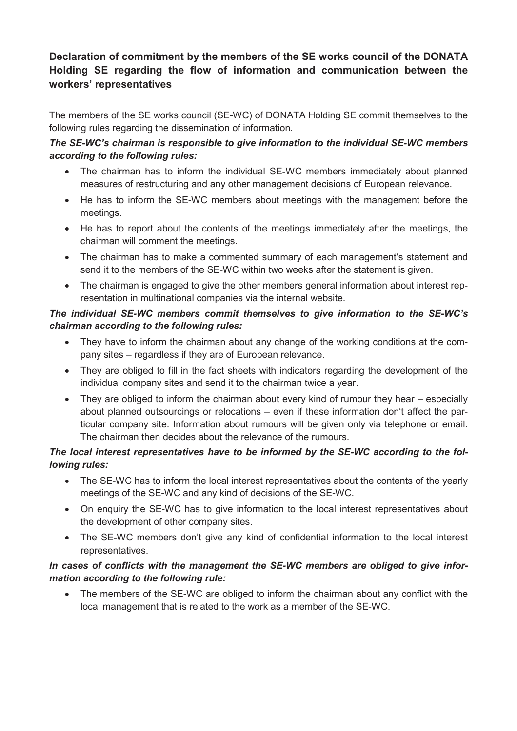## Declaration of commitment by the members of the SE works council of the DONATA Holding SE regarding the flow of information and communication between the workers' representatives

The members of the SE works council (SE-WC) of DONATA Holding SE commit themselves to the following rules regarding the dissemination of information.

***The SE-WC's chairman is responsible to give information to the individual SE-WC members according to the following rules:***

- The chairman has to inform the individual SE-WC members immediately about planned measures of restructuring and any other management decisions of European relevance.
- He has to inform the SE-WC members about meetings with the management before the meetings.
- He has to report about the contents of the meetings immediately after the meetings, the chairman will comment the meetings.
- The chairman has to make a commented summary of each management's statement and send it to the members of the SE-WC within two weeks after the statement is given.
- The chairman is engaged to give the other members general information about interest representation in multinational companies via the internal website.

***The individual SE-WC members commit themselves to give information to the SE-WC's chairman according to the following rules:***

- They have to inform the chairman about any change of the working conditions at the company sites – regardless if they are of European relevance.
- They are obliged to fill in the fact sheets with indicators regarding the development of the individual company sites and send it to the chairman twice a year.
- They are obliged to inform the chairman about every kind of rumour they hear – especially about planned outsourcings or relocations – even if these information don't affect the particular company site. Information about rumours will be given only via telephone or email. The chairman then decides about the relevance of the rumours.

***The local interest representatives have to be informed by the SE-WC according to the following rules:***

- The SE-WC has to inform the local interest representatives about the contents of the yearly meetings of the SE-WC and any kind of decisions of the SE-WC.
- On enquiry the SE-WC has to give information to the local interest representatives about the development of other company sites.
- The SE-WC members don't give any kind of confidential information to the local interest representatives.

***In cases of conflicts with the management the SE-WC members are obliged to give information according to the following rule:***

- The members of the SE-WC are obliged to inform the chairman about any conflict with the local management that is related to the work as a member of the SE-WC.